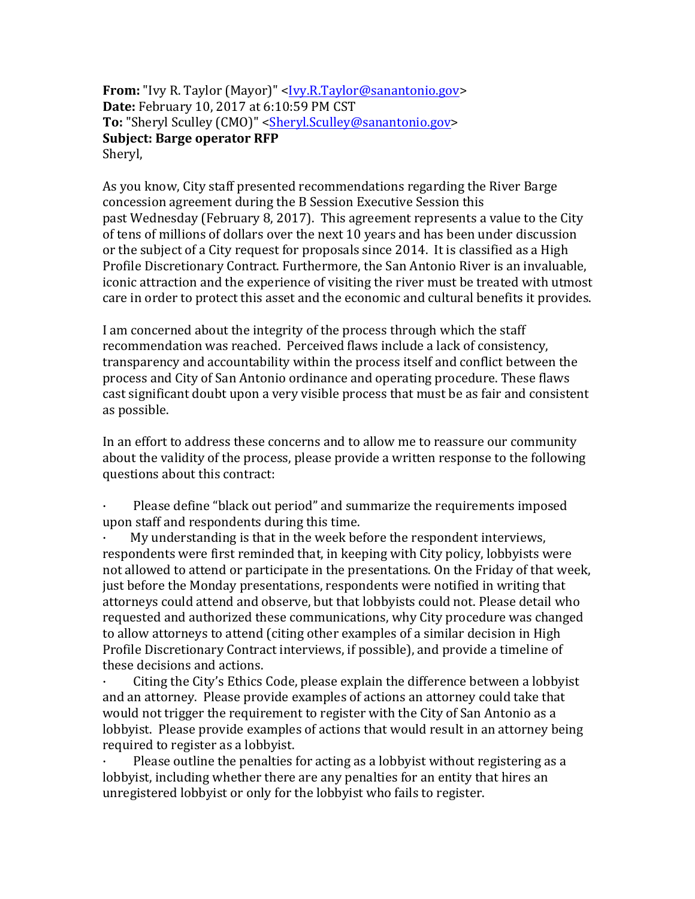**From:** "Ivy R. Taylor (Mayor)" <Ivy.R.Taylor@sanantonio.gov>
**Date:** February 10, 2017 at 6:10:59 PM CST
**To:** "Sheryl Sculley (CMO)" <Sheryl.Sculley@sanantonio.gov>
**Subject: Barge operator RFP**
Sheryl,

As you know, City staff presented recommendations regarding the River Barge concession agreement during the B Session Executive Session this past Wednesday (February 8, 2017). This agreement represents a value to the City of tens of millions of dollars over the next 10 years and has been under discussion or the subject of a City request for proposals since 2014. It is classified as a High Profile Discretionary Contract. Furthermore, the San Antonio River is an invaluable, iconic attraction and the experience of visiting the river must be treated with utmost care in order to protect this asset and the economic and cultural benefits it provides.

I am concerned about the integrity of the process through which the staff recommendation was reached. Perceived flaws include a lack of consistency, transparency and accountability within the process itself and conflict between the process and City of San Antonio ordinance and operating procedure. These flaws cast significant doubt upon a very visible process that must be as fair and consistent as possible.

In an effort to address these concerns and to allow me to reassure our community about the validity of the process, please provide a written response to the following questions about this contract:

- Please define "black out period" and summarize the requirements imposed upon staff and respondents during this time.
- My understanding is that in the week before the respondent interviews, respondents were first reminded that, in keeping with City policy, lobbyists were not allowed to attend or participate in the presentations. On the Friday of that week, just before the Monday presentations, respondents were notified in writing that attorneys could attend and observe, but that lobbyists could not. Please detail who requested and authorized these communications, why City procedure was changed to allow attorneys to attend (citing other examples of a similar decision in High Profile Discretionary Contract interviews, if possible), and provide a timeline of these decisions and actions.
- Citing the City's Ethics Code, please explain the difference between a lobbyist and an attorney. Please provide examples of actions an attorney could take that would not trigger the requirement to register with the City of San Antonio as a lobbyist. Please provide examples of actions that would result in an attorney being required to register as a lobbyist.
- Please outline the penalties for acting as a lobbyist without registering as a lobbyist, including whether there are any penalties for an entity that hires an unregistered lobbyist or only for the lobbyist who fails to register.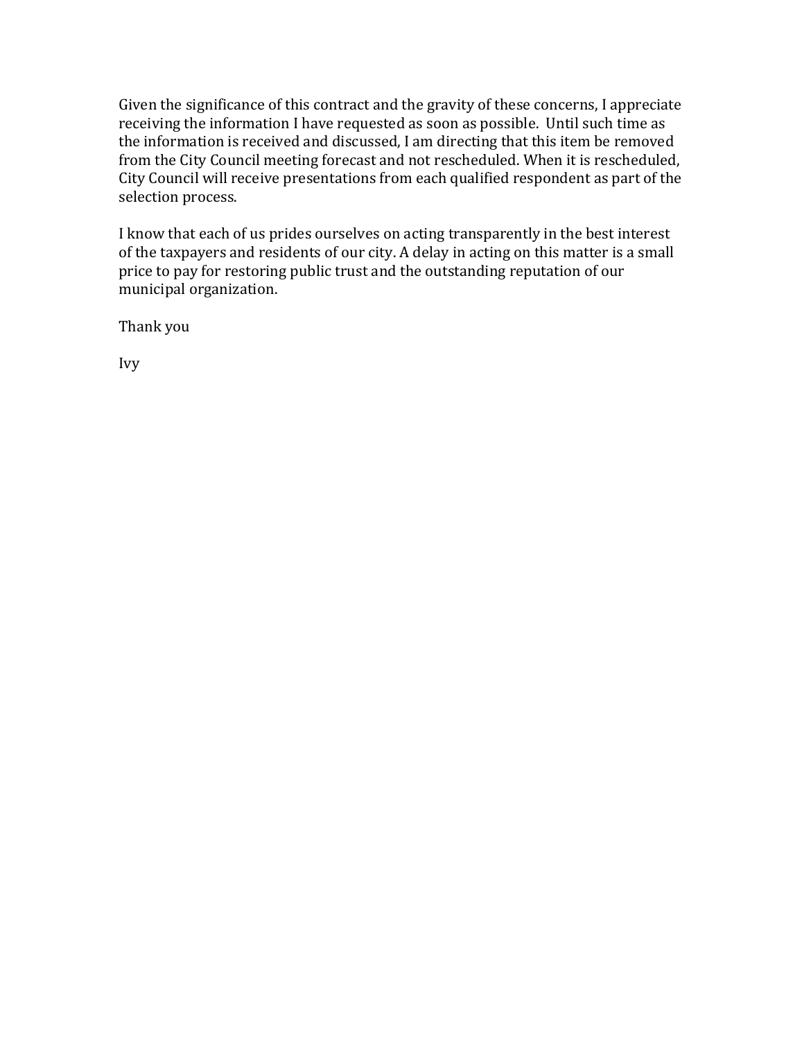Given the significance of this contract and the gravity of these concerns, I appreciate receiving the information I have requested as soon as possible. Until such time as the information is received and discussed, I am directing that this item be removed from the City Council meeting forecast and not rescheduled. When it is rescheduled, City Council will receive presentations from each qualified respondent as part of the selection process.

I know that each of us prides ourselves on acting transparently in the best interest of the taxpayers and residents of our city. A delay in acting on this matter is a small price to pay for restoring public trust and the outstanding reputation of our municipal organization.

Thank you

Ivy